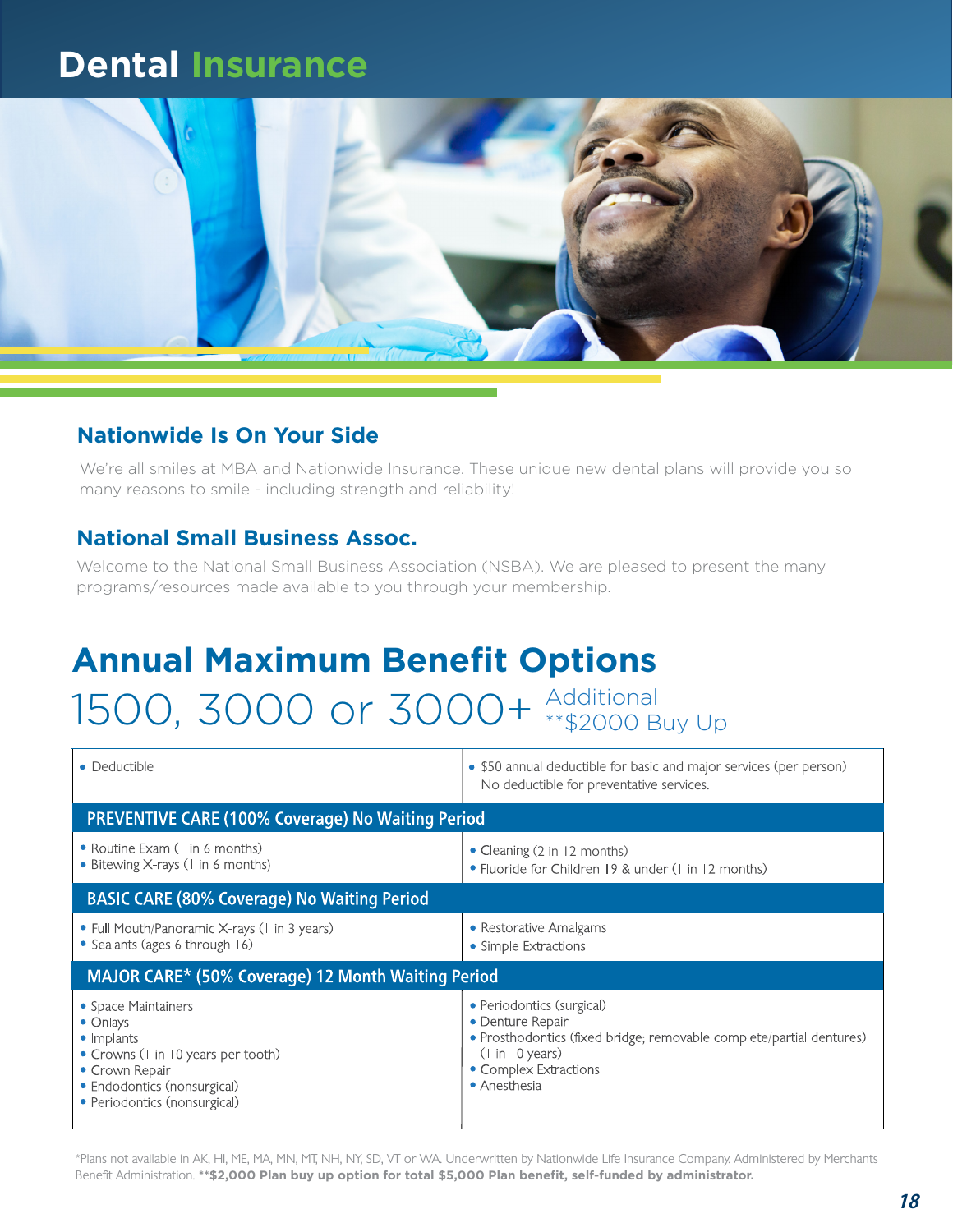# Dental Insurance

## Nationwide Is On Your Side

We're all smiles at MBA and Nationwide Insurance. These unique new dental plans will provide you so many reasons to smile - including strength and reliability!

## National Small Business Assoc.

Welcome to the National Small Business Association (NSBA). We are pleased to present the many programs/resources made available to you through your membership.

# Annual Maximum Benefit Options

1500, 3000 or 3000+ Additional **$2000 Buy Up

| • Deductible | • $50 annual deductible for basic and major services (per person) No deductible for preventative services. |
|---|---|
| **PREVENTIVE CARE (100% Coverage) No Waiting Period** | |
| • Routine Exam (1 in 6 months)<br>• Bitewing X-rays (1 in 6 months) | • Cleaning (2 in 12 months)<br>• Fluoride for Children 19 & under (1 in 12 months) |
| **BASIC CARE (80% Coverage) No Waiting Period** | |
| • Full Mouth/Panoramic X-rays (1 in 3 years)<br>• Sealants (ages 6 through 16) | • Restorative Amalgams<br>• Simple Extractions |
| **MAJOR CARE* (50% Coverage) 12 Month Waiting Period** | |
| • Space Maintainers<br>• Onlays<br>• Implants<br>• Crowns (1 in 10 years per tooth)<br>• Crown Repair<br>• Endodontics (nonsurgical)<br>• Periodontics (nonsurgical) | • Periodontics (surgical)<br>• Denture Repair<br>• Prosthodontics (fixed bridge; removable complete/partial dentures) (1 in 10 years)<br>• Complex Extractions<br>• Anesthesia |

*Plans not available in AK, HI, ME, MA, MN, MT, NH, NY, SD, VT or WA. Underwritten by Nationwide Life Insurance Company. Administered by Merchants Benefit Administration. ****$2,000 Plan buy up option for total $5,000 Plan benefit, self-funded by administrator.**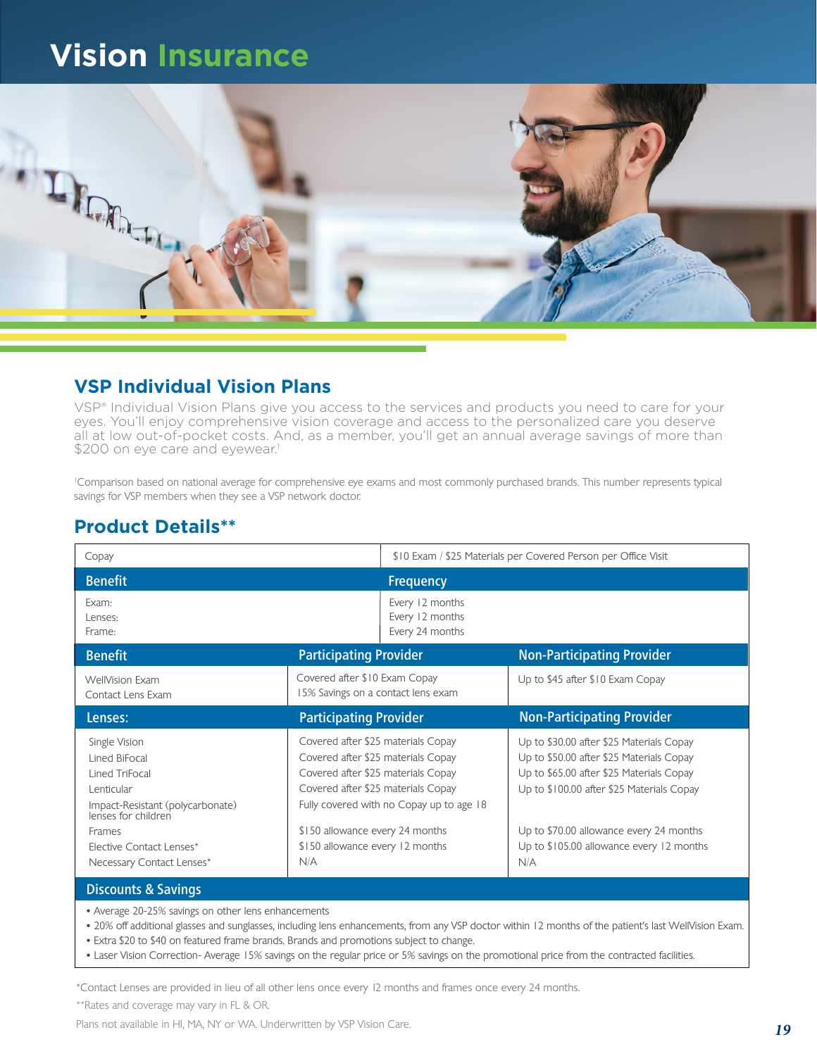# Vision Insurance

## VSP Individual Vision Plans

VSP® Individual Vision Plans give you access to the services and products you need to care for your eyes. You'll enjoy comprehensive vision coverage and access to the personalized care you deserve all at low out-of-pocket costs. And, as a member, you'll get an annual average savings of more than $200 on eye care and eyewear.[1]

[1]Comparison based on national average for comprehensive eye exams and most commonly purchased brands. This number represents typical savings for VSP members when they see a VSP network doctor.

## Product Details**

| Copay | $10 Exam / $25 Materials per Covered Person per Office Visit | |
|---|---|---|
| **Benefit** | **Frequency** | |
| Exam:<br>Lenses:<br>Frame: | Every 12 months<br>Every 12 months<br>Every 24 months | |
| **Benefit** | **Participating Provider** | **Non-Participating Provider** |
| WellVision Exam<br>Contact Lens Exam | Covered after $10 Exam Copay<br>15% Savings on a contact lens exam | Up to $45 after $10 Exam Copay |
| **Lenses:** | **Participating Provider** | **Non-Participating Provider** |
| Single Vision | Covered after $25 materials Copay | Up to $30.00 after $25 Materials Copay |
| Lined BiFocal | Covered after $25 materials Copay | Up to $50.00 after $25 Materials Copay |
| Lined TriFocal | Covered after $25 materials Copay | Up to $65.00 after $25 Materials Copay |
| Lenticular | Covered after $25 materials Copay | Up to $100.00 after $25 Materials Copay |
| Impact-Resistant (polycarbonate) lenses for children | Fully covered with no Copay up to age 18 | |
| Frames | $150 allowance every 24 months | Up to $70.00 allowance every 24 months |
| Elective Contact Lenses* | $150 allowance every 12 months | Up to $105.00 allowance every 12 months |
| Necessary Contact Lenses* | N/A | N/A |
| **Discounts & Savings** | | |

- Average 20-25% savings on other lens enhancements
- 20% off additional glasses and sunglasses, including lens enhancements, from any VSP doctor within 12 months of the patient's last WellVision Exam.
- Extra $20 to $40 on featured frame brands. Brands and promotions subject to change.
- Laser Vision Correction- Average 15% savings on the regular price or 5% savings on the promotional price from the contracted facilities.

*Contact Lenses are provided in lieu of all other lens once every 12 months and frames once every 24 months.

**Rates and coverage may vary in FL & OR.

Plans not available in HI, MA, NY or WA. Underwritten by VSP Vision Care.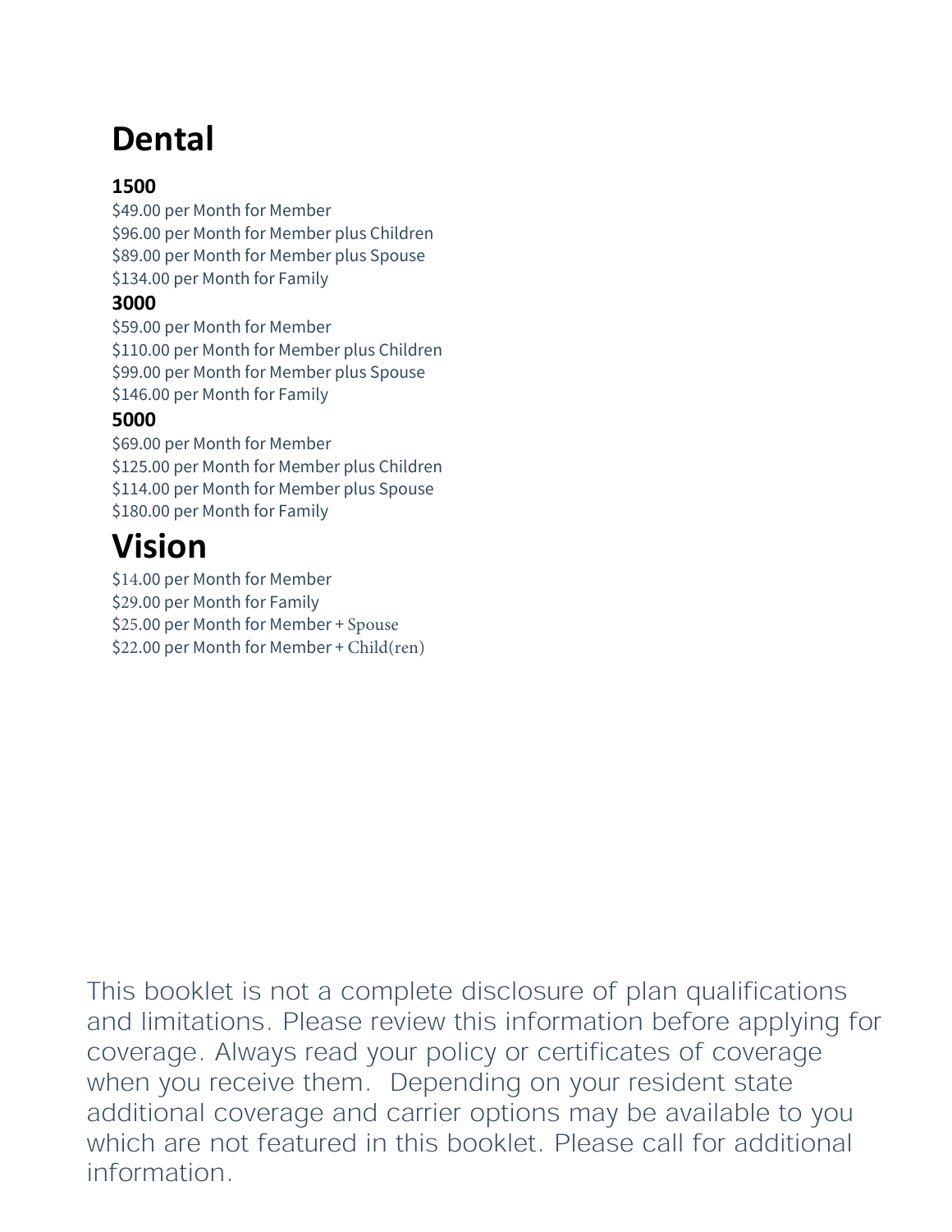# Dental

### 1500

$49.00 per Month for Member
$96.00 per Month for Member plus Children
$89.00 per Month for Member plus Spouse
$134.00 per Month for Family

### 3000

$59.00 per Month for Member
$110.00 per Month for Member plus Children
$99.00 per Month for Member plus Spouse
$146.00 per Month for Family

### 5000

$69.00 per Month for Member
$125.00 per Month for Member plus Children
$114.00 per Month for Member plus Spouse
$180.00 per Month for Family

# Vision

$14.00 per Month for Member
$29.00 per Month for Family
$25.00 per Month for Member + Spouse
$22.00 per Month for Member + Child(ren)

This booklet is not a complete disclosure of plan qualifications and limitations. Please review this information before applying for coverage. Always read your policy or certificates of coverage when you receive them. Depending on your resident state additional coverage and carrier options may be available to you which are not featured in this booklet. Please call for additional information.